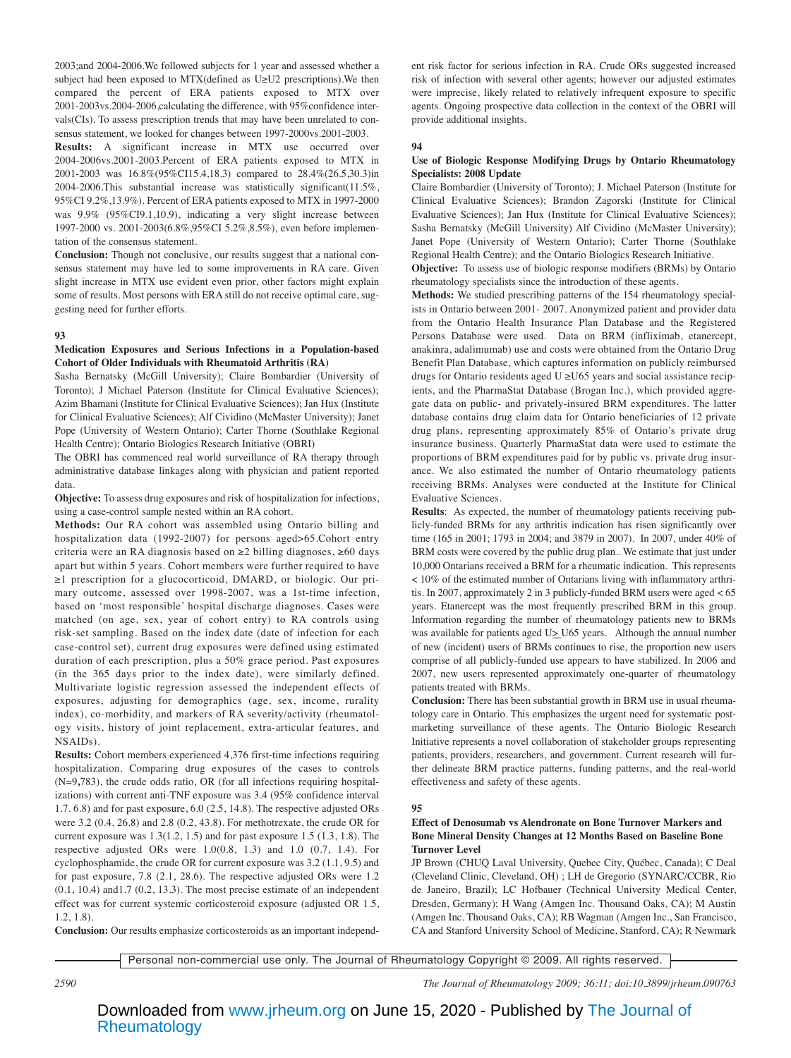2003;and 2004-2006.We followed subjects for 1 year and assessed whether a subject had been exposed to MTX(defined as U≥U2 prescriptions).We then compared the percent of ERA patients exposed to MTX over 2001-2003vs.2004-2006,calculating the difference, with 95%confidence intervals(CIs). To assess prescription trends that may have been unrelated to consensus statement, we looked for changes between 1997-2000vs.2001-2003.

**Results:** A significant increase in MTX use occurred over 2004-2006vs.2001-2003.Percent of ERA patients exposed to MTX in 2001-2003 was 16.8%(95%CI15.4,18.3) compared to 28.4%(26.5,30.3)in 2004-2006.This substantial increase was statistically significant(11.5%, 95%CI 9.2%,13.9%). Percent of ERA patients exposed to MTX in 1997-2000 was 9.9% (95%CI9.1,10.9), indicating a very slight increase between 1997-2000 vs. 2001-2003(6.8%,95%CI 5.2%,8.5%), even before implementation of the consensus statement.

**Conclusion:** Though not conclusive, our results suggest that a national consensus statement may have led to some improvements in RA care. Given slight increase in MTX use evident even prior, other factors might explain some of results. Most persons with ERA still do not receive optimal care, suggesting need for further efforts.

## 93

### Medication Exposures and Serious Infections in a Population-based Cohort of Older Individuals with Rheumatoid Arthritis (RA)

Sasha Bernatsky (McGill University); Claire Bombardier (University of Toronto); J Michael Paterson (Institute for Clinical Evaluative Sciences); Azim Bhamani (Institute for Clinical Evaluative Sciences); Jan Hux (Institute for Clinical Evaluative Sciences); Alf Cividino (McMaster University); Janet Pope (University of Western Ontario); Carter Thorne (Southlake Regional Health Centre); Ontario Biologics Research Initiative (OBRI)

The OBRI has commenced real world surveillance of RA therapy through administrative database linkages along with physician and patient reported data.

**Objective:** To assess drug exposures and risk of hospitalization for infections, using a case-control sample nested within an RA cohort.

**Methods:** Our RA cohort was assembled using Ontario billing and hospitalization data (1992-2007) for persons aged>65.Cohort entry criteria were an RA diagnosis based on ≥2 billing diagnoses, ≥60 days apart but within 5 years. Cohort members were further required to have ≥1 prescription for a glucocorticoid, DMARD, or biologic. Our primary outcome, assessed over 1998-2007, was a 1st-time infection, based on 'most responsible' hospital discharge diagnoses. Cases were matched (on age, sex, year of cohort entry) to RA controls using risk-set sampling. Based on the index date (date of infection for each case-control set), current drug exposures were defined using estimated duration of each prescription, plus a 50% grace period. Past exposures (in the 365 days prior to the index date), were similarly defined. Multivariate logistic regression assessed the independent effects of exposures, adjusting for demographics (age, sex, income, rurality index), co-morbidity, and markers of RA severity/activity (rheumatology visits, history of joint replacement, extra-articular features, and NSAIDs).

**Results:** Cohort members experienced 4,376 first-time infections requiring hospitalization. Comparing drug exposures of the cases to controls (N=9,783), the crude odds ratio, OR (for all infections requiring hospitalizations) with current anti-TNF exposure was 3.4 (95% confidence interval 1.7. 6.8) and for past exposure, 6.0 (2.5, 14.8). The respective adjusted ORs were 3.2 (0.4, 26.8) and 2.8 (0.2, 43.8). For methotrexate, the crude OR for current exposure was 1.3(1.2, 1.5) and for past exposure 1.5 (1.3, 1.8). The respective adjusted ORs were 1.0(0.8, 1.3) and 1.0 (0.7, 1.4). For cyclophosphamide, the crude OR for current exposure was 3.2 (1.1, 9.5) and for past exposure, 7.8 (2.1, 28.6). The respective adjusted ORs were 1.2 (0.1, 10.4) and1.7 (0.2, 13.3). The most precise estimate of an independent effect was for current systemic corticosteroid exposure (adjusted OR 1.5, 1.2, 1.8).

**Conclusion:** Our results emphasize corticosteroids as an important independent risk factor for serious infection in RA. Crude ORs suggested increased risk of infection with several other agents; however our adjusted estimates were imprecise, likely related to relatively infrequent exposure to specific agents. Ongoing prospective data collection in the context of the OBRI will provide additional insights.

## 94

### Use of Biologic Response Modifying Drugs by Ontario Rheumatology Specialists: 2008 Update

Claire Bombardier (University of Toronto); J. Michael Paterson (Institute for Clinical Evaluative Sciences); Brandon Zagorski (Institute for Clinical Evaluative Sciences); Jan Hux (Institute for Clinical Evaluative Sciences); Sasha Bernatsky (McGill University) Alf Cividino (McMaster University); Janet Pope (University of Western Ontario); Carter Thorne (Southlake Regional Health Centre); and the Ontario Biologics Research Initiative.

**Objective:** To assess use of biologic response modifiers (BRMs) by Ontario rheumatology specialists since the introduction of these agents.

**Methods:** We studied prescribing patterns of the 154 rheumatology specialists in Ontario between 2001- 2007. Anonymized patient and provider data from the Ontario Health Insurance Plan Database and the Registered Persons Database were used. Data on BRM (infliximab, etanercept, anakinra, adalimumab) use and costs were obtained from the Ontario Drug Benefit Plan Database, which captures information on publicly reimbursed drugs for Ontario residents aged U ≥U65 years and social assistance recipients, and the PharmaStat Database (Brogan Inc.), which provided aggregate data on public- and privately-insured BRM expenditures. The latter database contains drug claim data for Ontario beneficiaries of 12 private drug plans, representing approximately 85% of Ontario's private drug insurance business. Quarterly PharmaStat data were used to estimate the proportions of BRM expenditures paid for by public vs. private drug insurance. We also estimated the number of Ontario rheumatology patients receiving BRMs. Analyses were conducted at the Institute for Clinical Evaluative Sciences.

**Results**: As expected, the number of rheumatology patients receiving publicly-funded BRMs for any arthritis indication has risen significantly over time (165 in 2001; 1793 in 2004; and 3879 in 2007). In 2007, under 40% of BRM costs were covered by the public drug plan.. We estimate that just under 10,000 Ontarians received a BRM for a rheumatic indication. This represents < 10% of the estimated number of Ontarians living with inflammatory arthritis. In 2007, approximately 2 in 3 publicly-funded BRM users were aged < 65 years. Etanercept was the most frequently prescribed BRM in this group. Information regarding the number of rheumatology patients new to BRMs was available for patients aged U≥U65 years. Although the annual number of new (incident) users of BRMs continues to rise, the proportion new users comprise of all publicly-funded use appears to have stabilized. In 2006 and 2007, new users represented approximately one-quarter of rheumatology patients treated with BRMs.

**Conclusion:** There has been substantial growth in BRM use in usual rheumatology care in Ontario. This emphasizes the urgent need for systematic postmarketing surveillance of these agents. The Ontario Biologic Research Initiative represents a novel collaboration of stakeholder groups representing patients, providers, researchers, and government. Current research will further delineate BRM practice patterns, funding patterns, and the real-world effectiveness and safety of these agents.

## 95

### Effect of Denosumab vs Alendronate on Bone Turnover Markers and Bone Mineral Density Changes at 12 Months Based on Baseline Bone Turnover Level

JP Brown (CHUQ Laval University, Quebec City, Québec, Canada); C Deal (Cleveland Clinic, Cleveland, OH) ; LH de Gregorio (SYNARC/CCBR, Rio de Janeiro, Brazil); LC Hofbauer (Technical University Medical Center, Dresden, Germany); H Wang (Amgen Inc. Thousand Oaks, CA); M Austin (Amgen Inc. Thousand Oaks, CA); RB Wagman (Amgen Inc., San Francisco, CA and Stanford University School of Medicine, Stanford, CA); R Newmark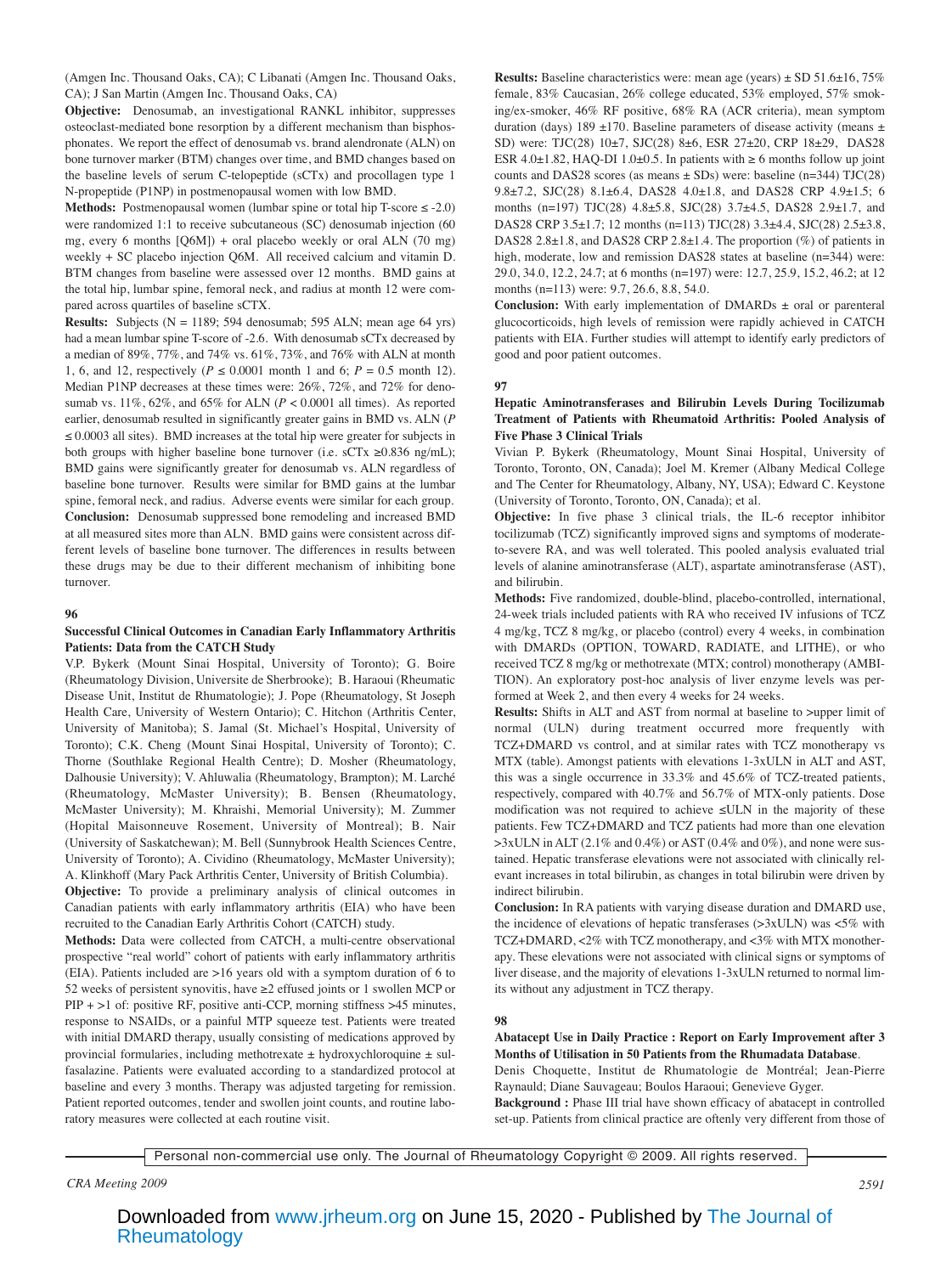(Amgen Inc. Thousand Oaks, CA); C Libanati (Amgen Inc. Thousand Oaks, CA); J San Martin (Amgen Inc. Thousand Oaks, CA)

**Objective:** Denosumab, an investigational RANKL inhibitor, suppresses osteoclast-mediated bone resorption by a different mechanism than bisphosphonates. We report the effect of denosumab vs. brand alendronate (ALN) on bone turnover marker (BTM) changes over time, and BMD changes based on the baseline levels of serum C-telopeptide (sCTx) and procollagen type 1 N-propeptide (P1NP) in postmenopausal women with low BMD.

**Methods:** Postmenopausal women (lumbar spine or total hip T-score ≤ -2.0) were randomized 1:1 to receive subcutaneous (SC) denosumab injection (60 mg, every 6 months [Q6M]) + oral placebo weekly or oral ALN (70 mg) weekly + SC placebo injection Q6M. All received calcium and vitamin D. BTM changes from baseline were assessed over 12 months. BMD gains at the total hip, lumbar spine, femoral neck, and radius at month 12 were compared across quartiles of baseline sCTX.

**Results:** Subjects (N = 1189; 594 denosumab; 595 ALN; mean age 64 yrs) had a mean lumbar spine T-score of -2.6. With denosumab sCTx decreased by a median of 89%, 77%, and 74% vs. 61%, 73%, and 76% with ALN at month 1, 6, and 12, respectively ($P \leq 0.0001$ month 1 and 6; $P = 0.5$ month 12). Median P1NP decreases at these times were: 26%, 72%, and 72% for denosumab vs. 11%, 62%, and 65% for ALN ($P < 0.0001$ all times). As reported earlier, denosumab resulted in significantly greater gains in BMD vs. ALN ($P \leq 0.0003$ all sites). BMD increases at the total hip were greater for subjects in both groups with higher baseline bone turnover (i.e. sCTx ≥0.836 ng/mL); BMD gains were significantly greater for denosumab vs. ALN regardless of baseline bone turnover. Results were similar for BMD gains at the lumbar spine, femoral neck, and radius. Adverse events were similar for each group.

**Conclusion:** Denosumab suppressed bone remodeling and increased BMD at all measured sites more than ALN. BMD gains were consistent across different levels of baseline bone turnover. The differences in results between these drugs may be due to their different mechanism of inhibiting bone turnover.

### 96

**Successful Clinical Outcomes in Canadian Early Inflammatory Arthritis Patients: Data from the CATCH Study**

V.P. Bykerk (Mount Sinai Hospital, University of Toronto); G. Boire (Rheumatology Division, Universite de Sherbrooke); B. Haraoui (Rheumatic Disease Unit, Institut de Rhumatologie); J. Pope (Rheumatology, St Joseph Health Care, University of Western Ontario); C. Hitchon (Arthritis Center, University of Manitoba); S. Jamal (St. Michael's Hospital, University of Toronto); C.K. Cheng (Mount Sinai Hospital, University of Toronto); C. Thorne (Southlake Regional Health Centre); D. Mosher (Rheumatology, Dalhousie University); V. Ahluwalia (Rheumatology, Brampton); M. Larché (Rheumatology, McMaster University); B. Bensen (Rheumatology, McMaster University); M. Khraishi, Memorial University); M. Zummer (Hopital Maisonneuve Rosement, University of Montreal); B. Nair (University of Saskatchewan); M. Bell (Sunnybrook Health Sciences Centre, University of Toronto); A. Cividino (Rheumatology, McMaster University); A. Klinkhoff (Mary Pack Arthritis Center, University of British Columbia).

**Objective:** To provide a preliminary analysis of clinical outcomes in Canadian patients with early inflammatory arthritis (EIA) who have been recruited to the Canadian Early Arthritis Cohort (CATCH) study.

**Methods:** Data were collected from CATCH, a multi-centre observational prospective "real world" cohort of patients with early inflammatory arthritis (EIA). Patients included are >16 years old with a symptom duration of 6 to 52 weeks of persistent synovitis, have ≥2 effused joints or 1 swollen MCP or PIP + >1 of: positive RF, positive anti-CCP, morning stiffness >45 minutes, response to NSAIDs, or a painful MTP squeeze test. Patients were treated with initial DMARD therapy, usually consisting of medications approved by provincial formularies, including methotrexate ± hydroxychloroquine ± sulfasalazine. Patients were evaluated according to a standardized protocol at baseline and every 3 months. Therapy was adjusted targeting for remission. Patient reported outcomes, tender and swollen joint counts, and routine laboratory measures were collected at each routine visit.

**Results:** Baseline characteristics were: mean age (years) ± SD 51.6±16, 75% female, 83% Caucasian, 26% college educated, 53% employed, 57% smoking/ex-smoker, 46% RF positive, 68% RA (ACR criteria), mean symptom duration (days) 189 ±170. Baseline parameters of disease activity (means ± SD) were: TJC(28) 10±7, SJC(28) 8±6, ESR 27±20, CRP 18±29, DAS28 ESR 4.0±1.82, HAQ-DI 1.0±0.5. In patients with ≥ 6 months follow up joint counts and DAS28 scores (as means ± SDs) were: baseline (n=344) TJC(28) 9.8±7.2, SJC(28) 8.1±6.4, DAS28 4.0±1.8, and DAS28 CRP 4.9±1.5; 6 months (n=197) TJC(28) 4.8±5.8, SJC(28) 3.7±4.5, DAS28 2.9±1.7, and DAS28 CRP 3.5±1.7; 12 months (n=113) TJC(28) 3.3±4.4, SJC(28) 2.5±3.8, DAS28 2.8±1.8, and DAS28 CRP 2.8±1.4. The proportion (%) of patients in high, moderate, low and remission DAS28 states at baseline (n=344) were: 29.0, 34.0, 12.2, 24.7; at 6 months (n=197) were: 12.7, 25.9, 15.2, 46.2; at 12 months (n=113) were: 9.7, 26.6, 8.8, 54.0.

**Conclusion:** With early implementation of DMARDs ± oral or parenteral glucocorticoids, high levels of remission were rapidly achieved in CATCH patients with EIA. Further studies will attempt to identify early predictors of good and poor patient outcomes.

### 97

**Hepatic Aminotransferases and Bilirubin Levels During Tocilizumab Treatment of Patients with Rheumatoid Arthritis: Pooled Analysis of Five Phase 3 Clinical Trials**

Vivian P. Bykerk (Rheumatology, Mount Sinai Hospital, University of Toronto, Toronto, ON, Canada); Joel M. Kremer (Albany Medical College and The Center for Rheumatology, Albany, NY, USA); Edward C. Keystone (University of Toronto, Toronto, ON, Canada); et al.

**Objective:** In five phase 3 clinical trials, the IL-6 receptor inhibitor tocilizumab (TCZ) significantly improved signs and symptoms of moderate-to-severe RA, and was well tolerated. This pooled analysis evaluated trial levels of alanine aminotransferase (ALT), aspartate aminotransferase (AST), and bilirubin.

**Methods:** Five randomized, double-blind, placebo-controlled, international, 24-week trials included patients with RA who received IV infusions of TCZ 4 mg/kg, TCZ 8 mg/kg, or placebo (control) every 4 weeks, in combination with DMARDs (OPTION, TOWARD, RADIATE, and LITHE), or who received TCZ 8 mg/kg or methotrexate (MTX; control) monotherapy (AMBITION). An exploratory post-hoc analysis of liver enzyme levels was performed at Week 2, and then every 4 weeks for 24 weeks.

**Results:** Shifts in ALT and AST from normal at baseline to >upper limit of normal (ULN) during treatment occurred more frequently with TCZ+DMARD vs control, and at similar rates with TCZ monotherapy vs MTX (table). Amongst patients with elevations 1-3xULN in ALT and AST, this was a single occurrence in 33.3% and 45.6% of TCZ-treated patients, respectively, compared with 40.7% and 56.7% of MTX-only patients. Dose modification was not required to achieve ≤ULN in the majority of these patients. Few TCZ+DMARD and TCZ patients had more than one elevation >3xULN in ALT (2.1% and 0.4%) or AST (0.4% and 0%), and none were sustained. Hepatic transferase elevations were not associated with clinically relevant increases in total bilirubin, as changes in total bilirubin were driven by indirect bilirubin.

**Conclusion:** In RA patients with varying disease duration and DMARD use, the incidence of elevations of hepatic transferases (>3xULN) was <5% with TCZ+DMARD, <2% with TCZ monotherapy, and <3% with MTX monotherapy. These elevations were not associated with clinical signs or symptoms of liver disease, and the majority of elevations 1-3xULN returned to normal limits without any adjustment in TCZ therapy.

### 98

**Abatacept Use in Daily Practice : Report on Early Improvement after 3 Months of Utilisation in 50 Patients from the Rhumadata Database.**

Denis Choquette, Institut de Rhumatologie de Montréal; Jean-Pierre Raynauld; Diane Sauvageau; Boulos Haraoui; Genevieve Gyger.

**Background :** Phase III trial have shown efficacy of abatacept in controlled set-up. Patients from clinical practice are oftenly very different from those of